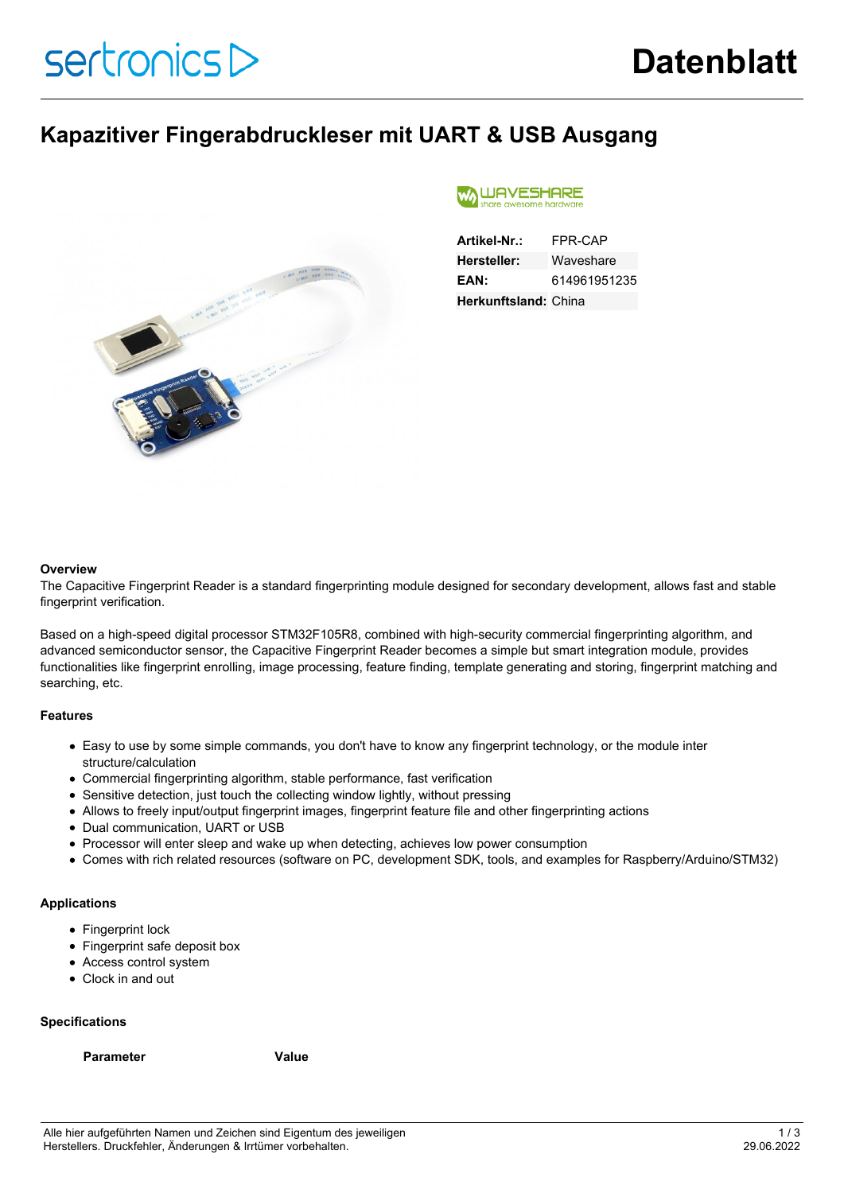# Datenblatt

## Kapazitiver Fingerabdruckleser mit UART & USB Ausgang

| | |
|---|---|
| **Artikel-Nr.:** | FPR-CAP |
| **Hersteller:** | Waveshare |
| **EAN:** | 614961951235 |
| **Herkunftsland:** | China |

**Overview**

The Capacitive Fingerprint Reader is a standard fingerprinting module designed for secondary development, allows fast and stable fingerprint verification.

Based on a high-speed digital processor STM32F105R8, combined with high-security commercial fingerprinting algorithm, and advanced semiconductor sensor, the Capacitive Fingerprint Reader becomes a simple but smart integration module, provides functionalities like fingerprint enrolling, image processing, feature finding, template generating and storing, fingerprint matching and searching, etc.

**Features**

- Easy to use by some simple commands, you don't have to know any fingerprint technology, or the module inter structure/calculation
- Commercial fingerprinting algorithm, stable performance, fast verification
- Sensitive detection, just touch the collecting window lightly, without pressing
- Allows to freely input/output fingerprint images, fingerprint feature file and other fingerprinting actions
- Dual communication, UART or USB
- Processor will enter sleep and wake up when detecting, achieves low power consumption
- Comes with rich related resources (software on PC, development SDK, tools, and examples for Raspberry/Arduino/STM32)

**Applications**

- Fingerprint lock
- Fingerprint safe deposit box
- Access control system
- Clock in and out

**Specifications**

| Parameter | Value |
|---|---|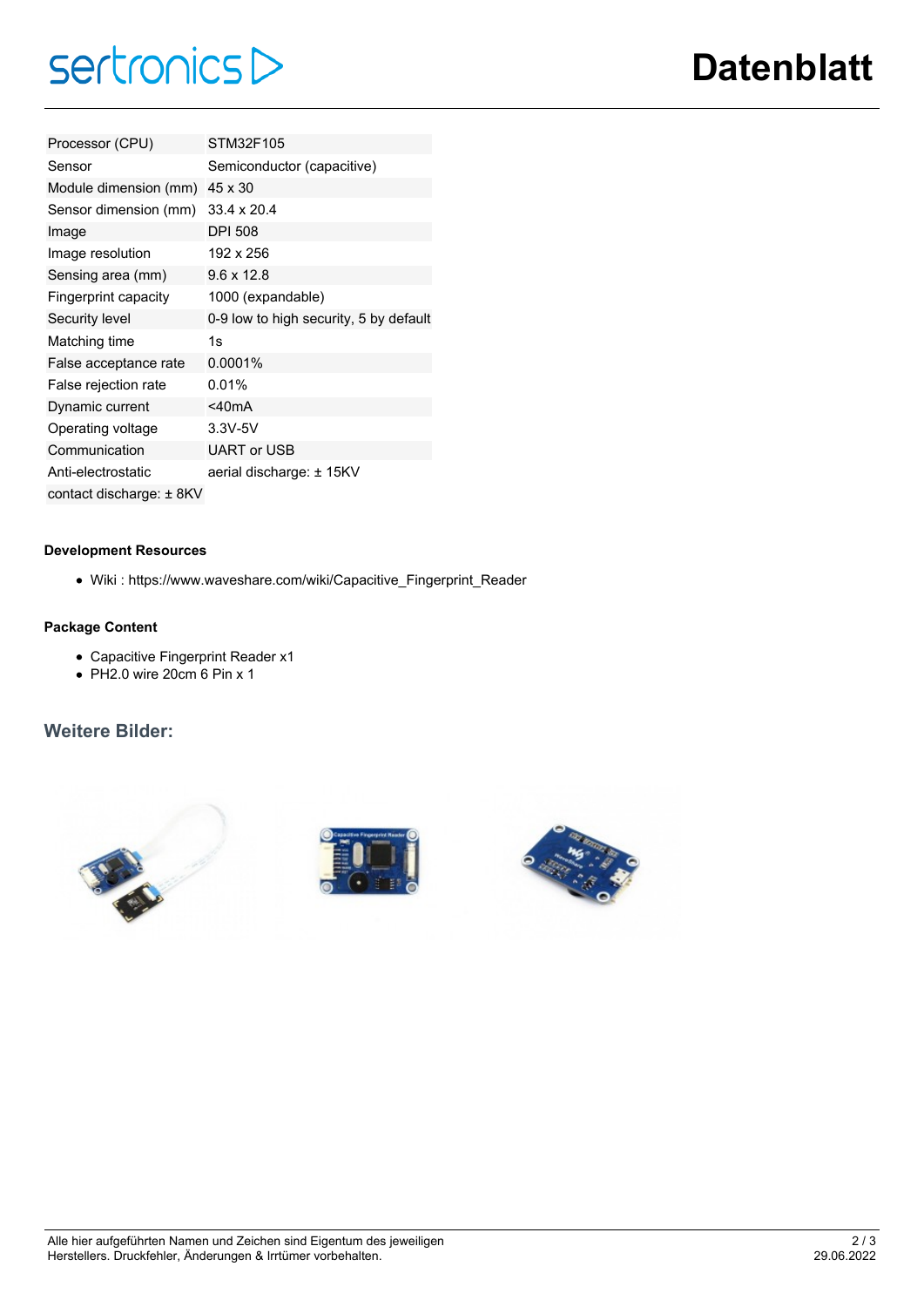| Processor (CPU) | STM32F105 |
|---|---|
| Sensor | Semiconductor (capacitive) |
| Module dimension (mm) | 45 x 30 |
| Sensor dimension (mm) | 33.4 x 20.4 |
| Image | DPI 508 |
| Image resolution | 192 x 256 |
| Sensing area (mm) | 9.6 x 12.8 |
| Fingerprint capacity | 1000 (expandable) |
| Security level | 0-9 low to high security, 5 by default |
| Matching time | 1s |
| False acceptance rate | 0.0001% |
| False rejection rate | 0.01% |
| Dynamic current | <40mA |
| Operating voltage | 3.3V-5V |
| Communication | UART or USB |
| Anti-electrostatic | aerial discharge: ± 15KV |
| contact discharge: ± 8KV | |

**Development Resources**

- Wiki : https://www.waveshare.com/wiki/Capacitive_Fingerprint_Reader

**Package Content**

- Capacitive Fingerprint Reader x1
- PH2.0 wire 20cm 6 Pin x 1

## Weitere Bilder: